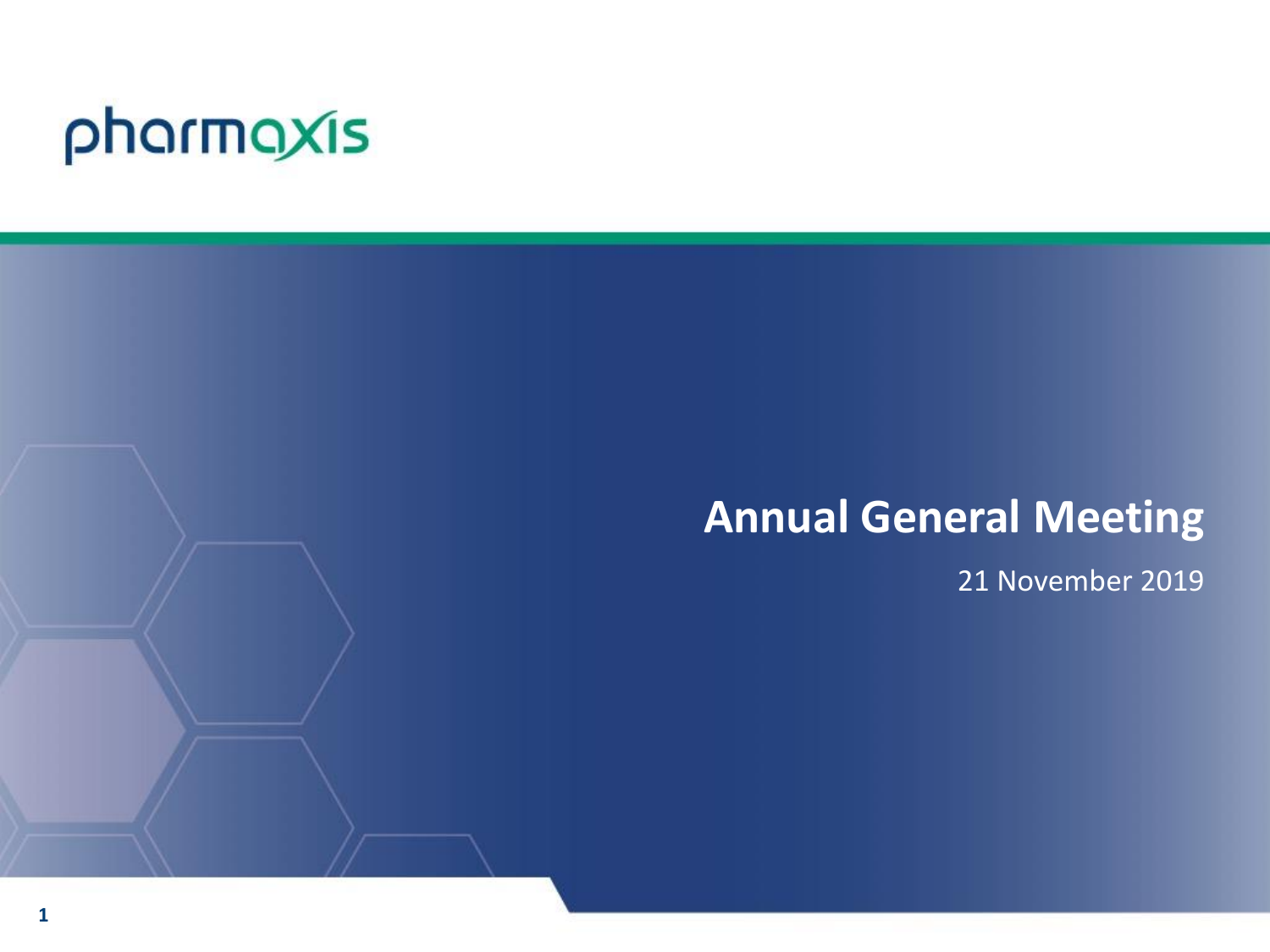pharmaxis

# Annual General Meeting

21 November 2019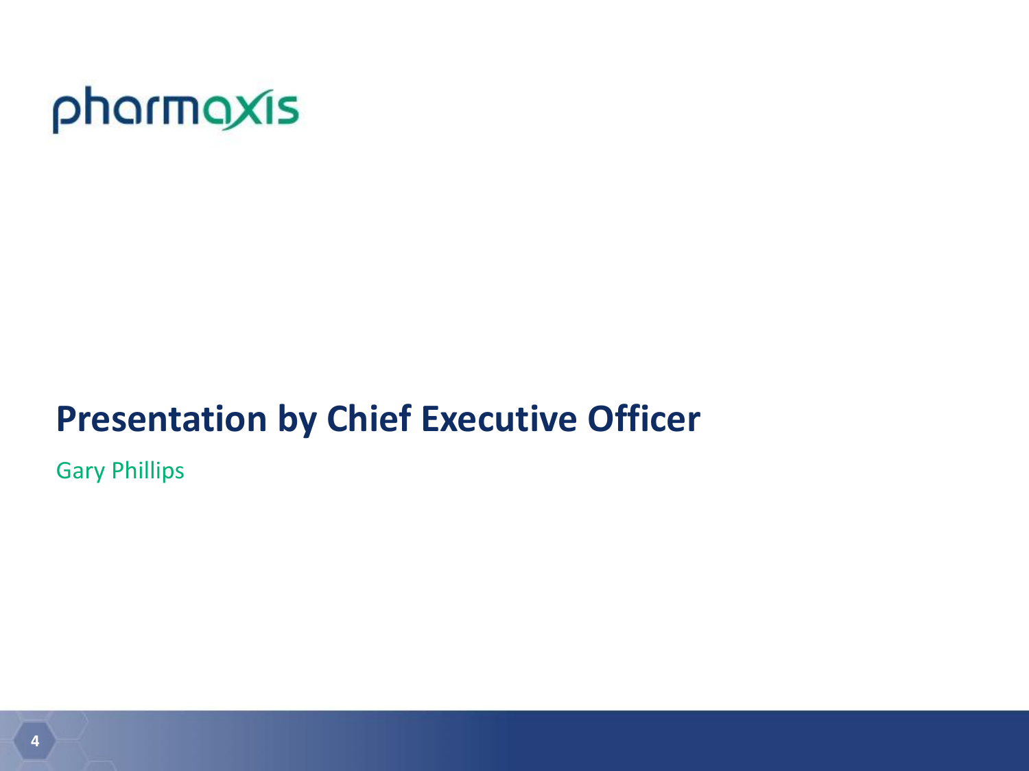pharmaxis

# Presentation by Chief Executive Officer

Gary Phillips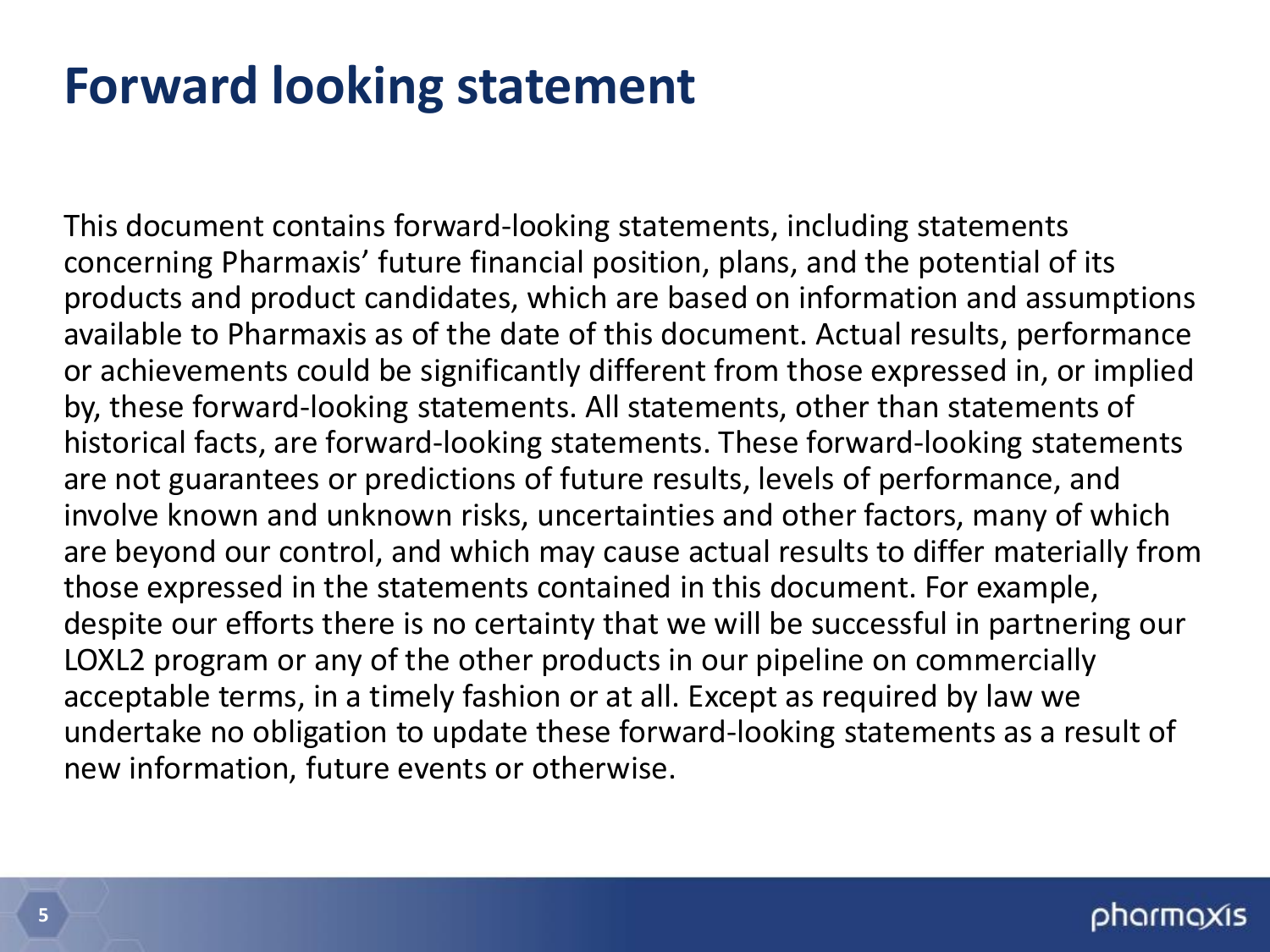# Forward looking statement

This document contains forward-looking statements, including statements concerning Pharmaxis' future financial position, plans, and the potential of its products and product candidates, which are based on information and assumptions available to Pharmaxis as of the date of this document. Actual results, performance or achievements could be significantly different from those expressed in, or implied by, these forward-looking statements. All statements, other than statements of historical facts, are forward-looking statements. These forward-looking statements are not guarantees or predictions of future results, levels of performance, and involve known and unknown risks, uncertainties and other factors, many of which are beyond our control, and which may cause actual results to differ materially from those expressed in the statements contained in this document. For example, despite our efforts there is no certainty that we will be successful in partnering our LOXL2 program or any of the other products in our pipeline on commercially acceptable terms, in a timely fashion or at all. Except as required by law we undertake no obligation to update these forward-looking statements as a result of new information, future events or otherwise.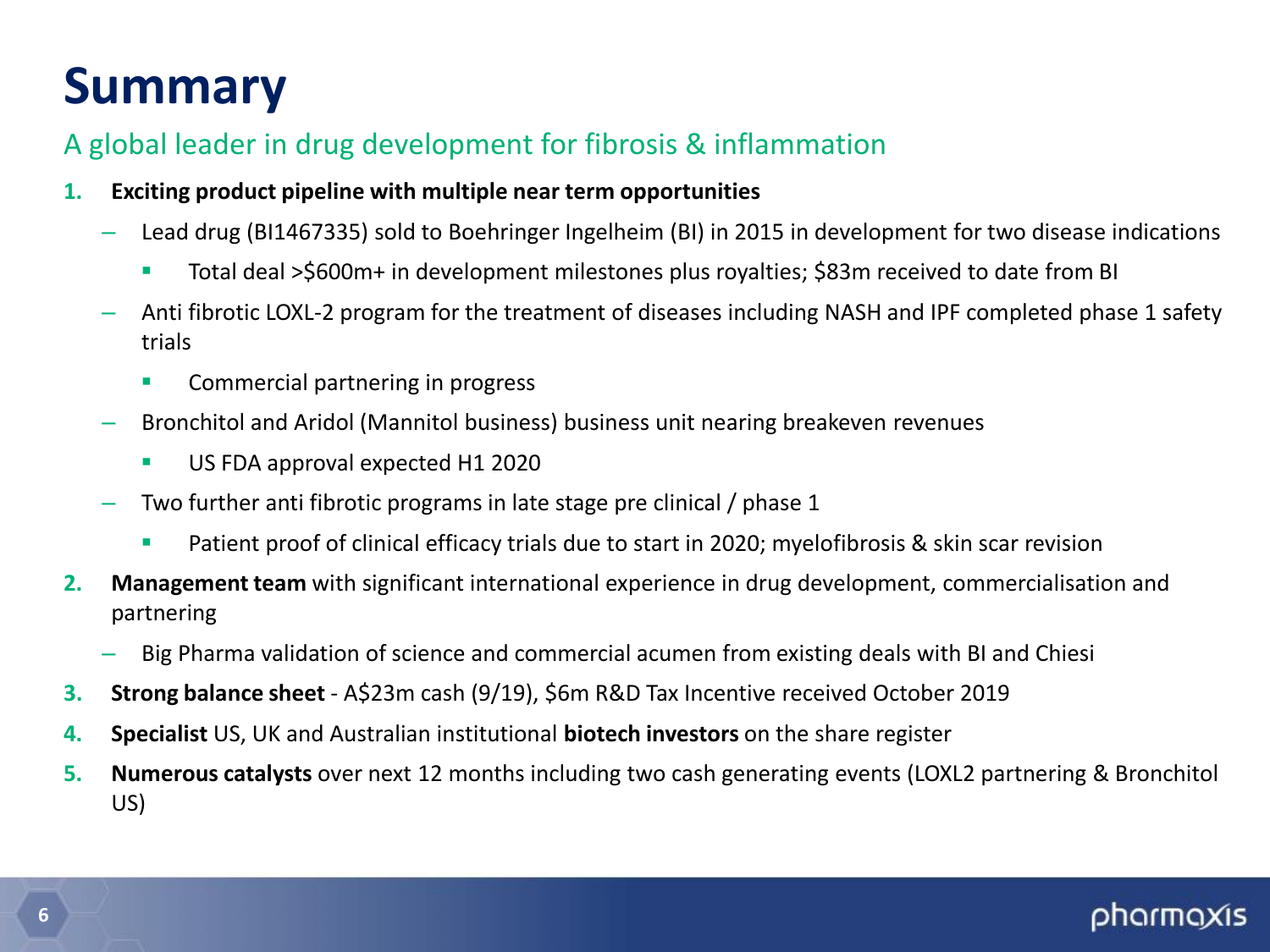# Summary

## A global leader in drug development for fibrosis & inflammation

1. **Exciting product pipeline with multiple near term opportunities**
   - Lead drug (BI1467335) sold to Boehringer Ingelheim (BI) in 2015 in development for two disease indications
     - Total deal >$600m+ in development milestones plus royalties; $83m received to date from BI
   - Anti fibrotic LOXL-2 program for the treatment of diseases including NASH and IPF completed phase 1 safety trials
     - Commercial partnering in progress
   - Bronchitol and Aridol (Mannitol business) business unit nearing breakeven revenues
     - US FDA approval expected H1 2020
   - Two further anti fibrotic programs in late stage pre clinical / phase 1
     - Patient proof of clinical efficacy trials due to start in 2020; myelofibrosis & skin scar revision
2. **Management team** with significant international experience in drug development, commercialisation and partnering
   - Big Pharma validation of science and commercial acumen from existing deals with BI and Chiesi
3. **Strong balance sheet** - A$23m cash (9/19), $6m R&D Tax Incentive received October 2019
4. **Specialist** US, UK and Australian institutional **biotech investors** on the share register
5. **Numerous catalysts** over next 12 months including two cash generating events (LOXL2 partnering & Bronchitol US)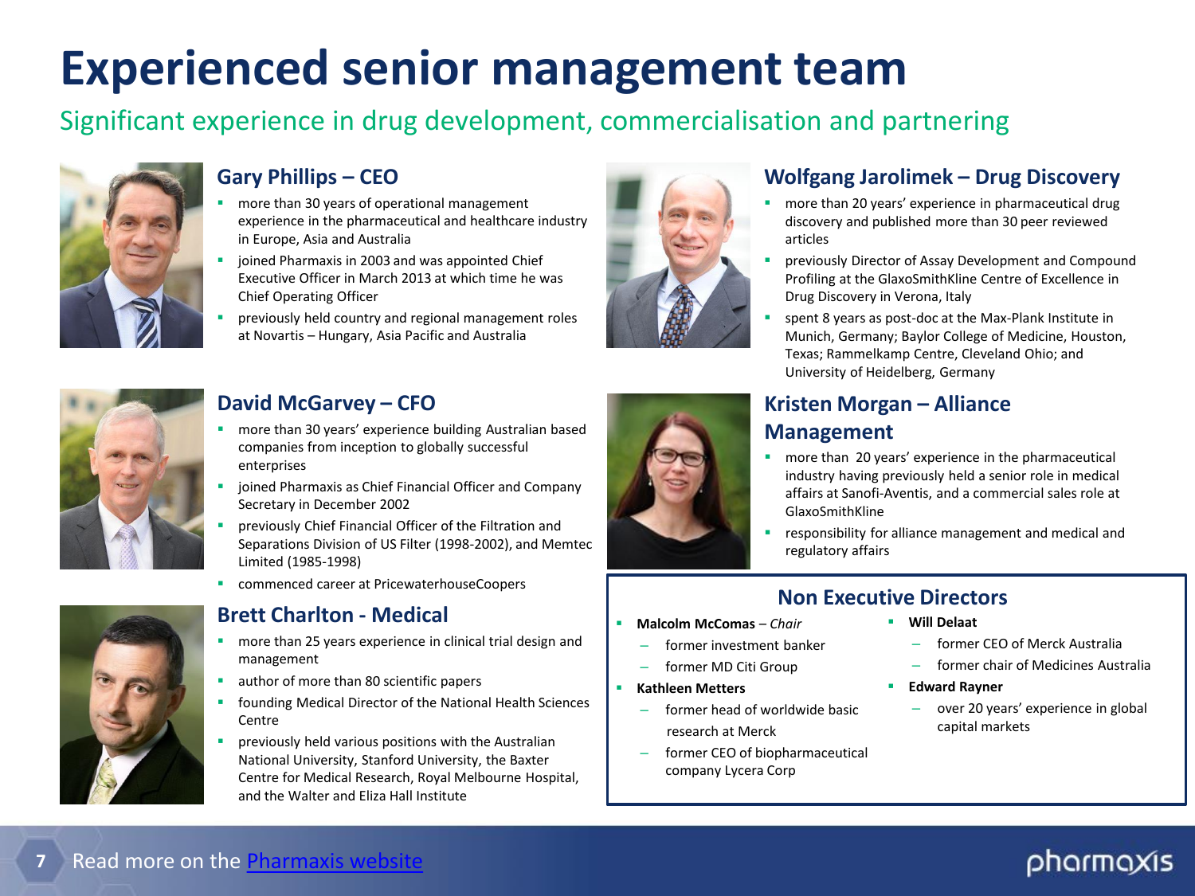# Experienced senior management team

Significant experience in drug development, commercialisation and partnering

## Gary Phillips – CEO

- more than 30 years of operational management experience in the pharmaceutical and healthcare industry in Europe, Asia and Australia
- joined Pharmaxis in 2003 and was appointed Chief Executive Officer in March 2013 at which time he was Chief Operating Officer
- previously held country and regional management roles at Novartis – Hungary, Asia Pacific and Australia

## David McGarvey – CFO

- more than 30 years' experience building Australian based companies from inception to globally successful enterprises
- joined Pharmaxis as Chief Financial Officer and Company Secretary in December 2002
- previously Chief Financial Officer of the Filtration and Separations Division of US Filter (1998-2002), and Memtec Limited (1985-1998)
- commenced career at PricewaterhouseCoopers

## Brett Charlton - Medical

- more than 25 years experience in clinical trial design and management
- author of more than 80 scientific papers
- founding Medical Director of the National Health Sciences Centre
- previously held various positions with the Australian National University, Stanford University, the Baxter Centre for Medical Research, Royal Melbourne Hospital, and the Walter and Eliza Hall Institute

## Wolfgang Jarolimek – Drug Discovery

- more than 20 years' experience in pharmaceutical drug discovery and published more than 30 peer reviewed articles
- previously Director of Assay Development and Compound Profiling at the GlaxoSmithKline Centre of Excellence in Drug Discovery in Verona, Italy
- spent 8 years as post-doc at the Max-Plank Institute in Munich, Germany; Baylor College of Medicine, Houston, Texas; Rammelkamp Centre, Cleveland Ohio; and University of Heidelberg, Germany

## Kristen Morgan – Alliance Management

- more than 20 years' experience in the pharmaceutical industry having previously held a senior role in medical affairs at Sanofi-Aventis, and a commercial sales role at GlaxoSmithKline
- responsibility for alliance management and medical and regulatory affairs

## Non Executive Directors

- **Malcolm McComas** – *Chair*
  - former investment banker
  - former MD Citi Group
- **Kathleen Metters**
  - former head of worldwide basic research at Merck
  - former CEO of biopharmaceutical company Lycera Corp
- **Will Delaat**
  - former CEO of Merck Australia
  - former chair of Medicines Australia
- **Edward Rayner**
  - over 20 years' experience in global capital markets

Read more on the [Pharmaxis website]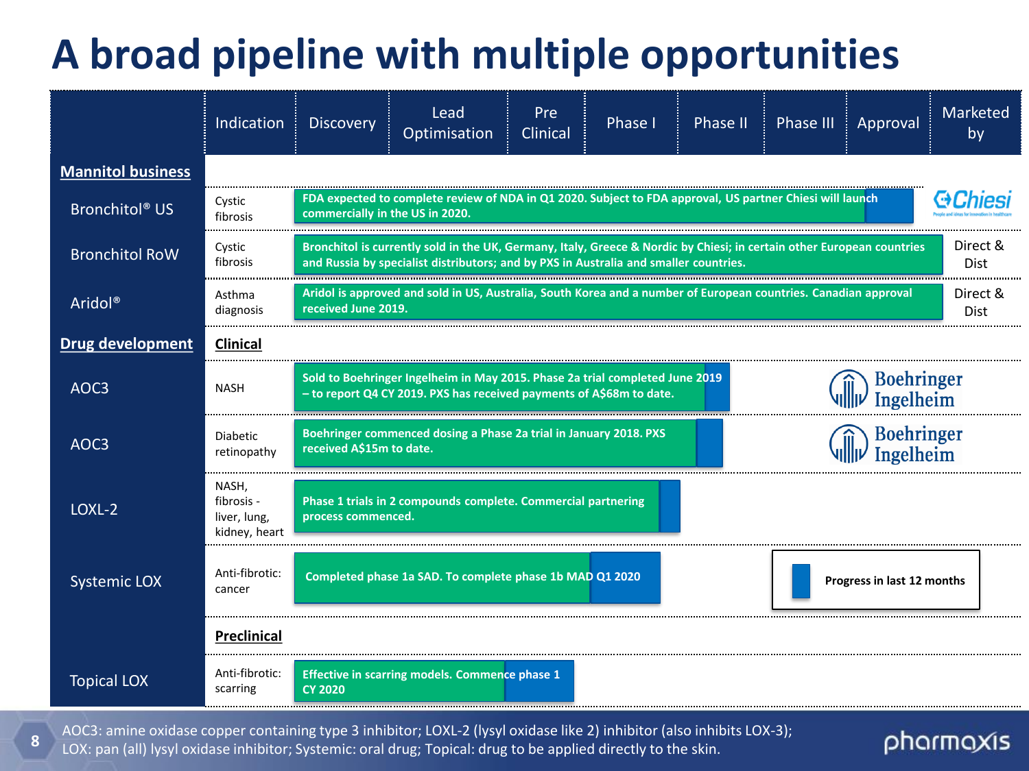# A broad pipeline with multiple opportunities

| | Indication | Discovery | Lead Optimisation | Pre Clinical | Phase I | Phase II | Phase III | Approval | Marketed by |
|---|---|---|---|---|---|---|---|---|---|
| **Mannitol business** | | | | | | | | | |
| Bronchitol® US | Cystic fibrosis | FDA expected to complete review of NDA in Q1 2020. Subject to FDA approval, US partner Chiesi will launch commercially in the US in 2020. | | | | | | | Chiesi |
| Bronchitol RoW | Cystic fibrosis | Bronchitol is currently sold in the UK, Germany, Italy, Greece & Nordic by Chiesi; in certain other European countries and Russia by specialist distributors; and by PXS in Australia and smaller countries. | | | | | | | Direct & Dist |
| Aridol® | Asthma diagnosis | Aridol is approved and sold in US, Australia, South Korea and a number of European countries. Canadian approval received June 2019. | | | | | | | Direct & Dist |
| **Drug development** | **Clinical** | | | | | | | | |
| AOC3 | NASH | Sold to Boehringer Ingelheim in May 2015. Phase 2a trial completed June 2019 – to report Q4 CY 2019. PXS has received payments of A$68m to date. | | | | | | | Boehringer Ingelheim |
| AOC3 | Diabetic retinopathy | Boehringer commenced dosing a Phase 2a trial in January 2018. PXS received A$15m to date. | | | | | | | Boehringer Ingelheim |
| LOXL-2 | NASH, fibrosis - liver, lung, kidney, heart | Phase 1 trials in 2 compounds complete. Commercial partnering process commenced. | | | | | | | |
| Systemic LOX | Anti-fibrotic: cancer | Completed phase 1a SAD. To complete phase 1b MAD Q1 2020 | | | | | | | |
| | **Preclinical** | | | | | | | | |
| Topical LOX | Anti-fibrotic: scarring | Effective in scarring models. Commence phase 1 CY 2020 | | | | | | | |

Progress in last 12 months

AOC3: amine oxidase copper containing type 3 inhibitor; LOXL-2 (lysyl oxidase like 2) inhibitor (also inhibits LOX-3); LOX: pan (all) lysyl oxidase inhibitor; Systemic: oral drug; Topical: drug to be applied directly to the skin.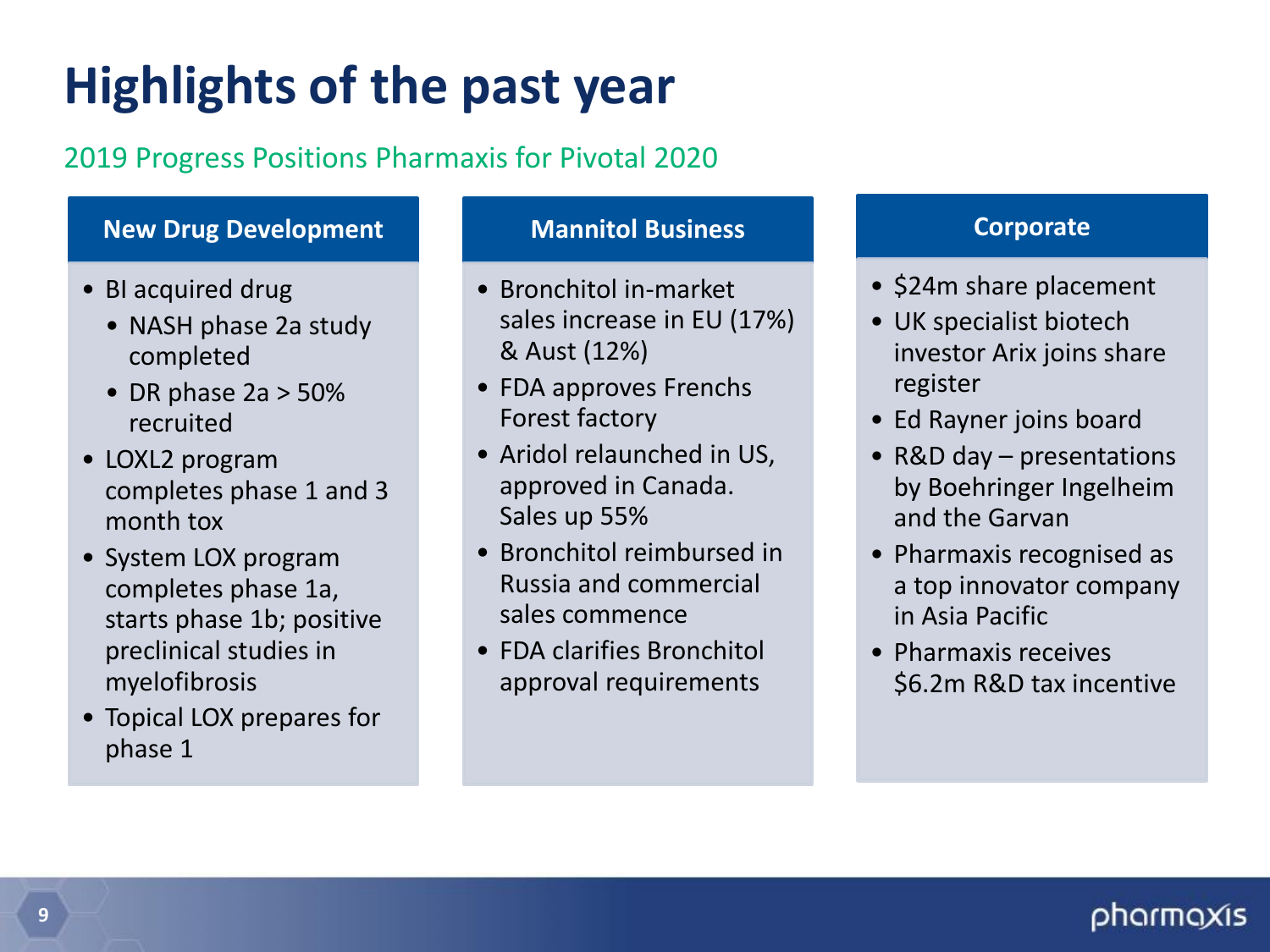# Highlights of the past year

2019 Progress Positions Pharmaxis for Pivotal 2020

### New Drug Development

- BI acquired drug
  - NASH phase 2a study completed
  - DR phase 2a > 50% recruited
- LOXL2 program completes phase 1 and 3 month tox
- System LOX program completes phase 1a, starts phase 1b; positive preclinical studies in myelofibrosis
- Topical LOX prepares for phase 1

### Mannitol Business

- Bronchitol in-market sales increase in EU (17%) & Aust (12%)
- FDA approves Frenchs Forest factory
- Aridol relaunched in US, approved in Canada. Sales up 55%
- Bronchitol reimbursed in Russia and commercial sales commence
- FDA clarifies Bronchitol approval requirements

### Corporate

- $24m share placement
- UK specialist biotech investor Arix joins share register
- Ed Rayner joins board
- R&D day – presentations by Boehringer Ingelheim and the Garvan
- Pharmaxis recognised as a top innovator company in Asia Pacific
- Pharmaxis receives $6.2m R&D tax incentive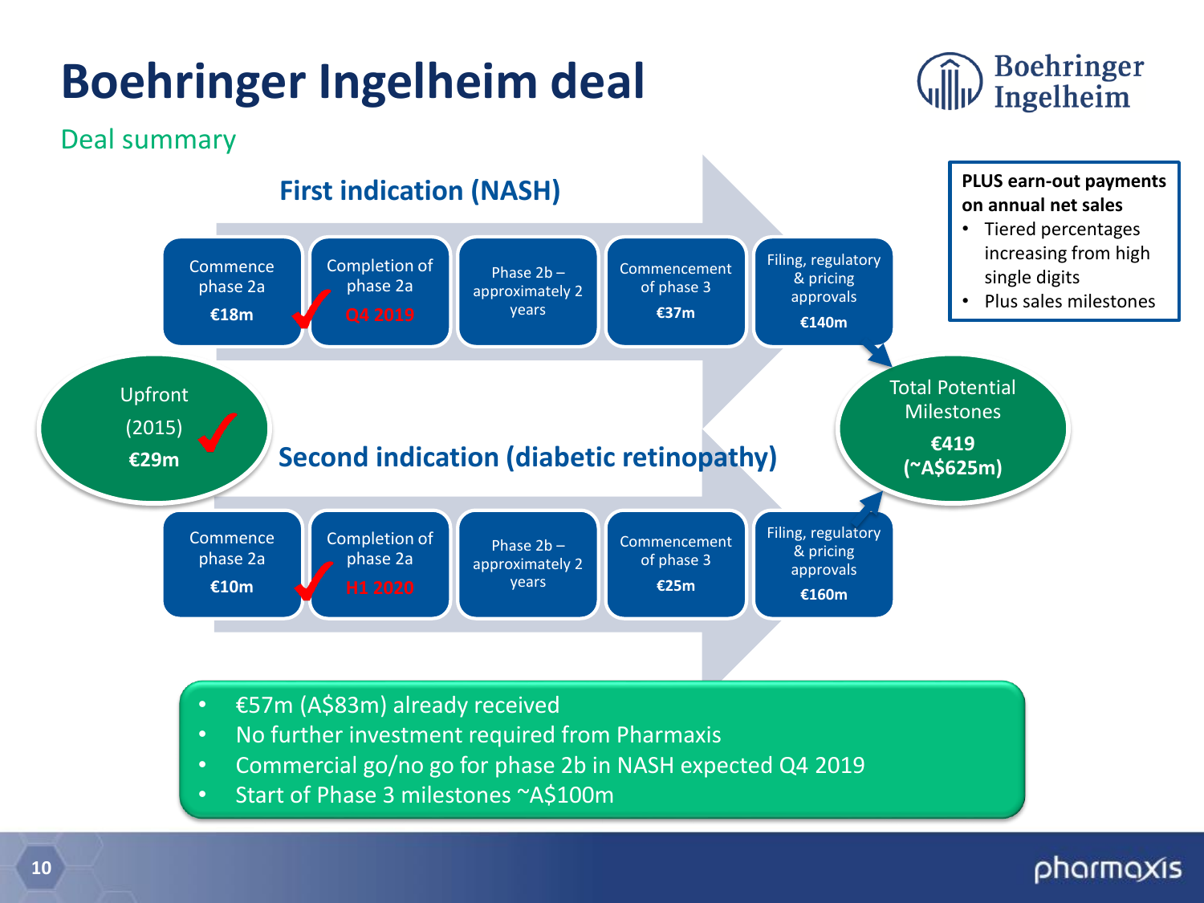# Boehringer Ingelheim deal

## Deal summary

**Upfront (2015) €29m** ✓

### First indication (NASH)

| Commence phase 2a | Completion of phase 2a | Phase 2b – approximately 2 years | Commencement of phase 3 | Filing, regulatory & pricing approvals |
|---|---|---|---|---|
| **€18m** ✓ | Q4 2019 | | **€37m** | **€140m** |

### Second indication (diabetic retinopathy)

| Commence phase 2a | Completion of phase 2a | Phase 2b – approximately 2 years | Commencement of phase 3 | Filing, regulatory & pricing approvals |
|---|---|---|---|---|
| **€10m** ✓ | H1 2020 | | **€25m** | **€160m** |

**Total Potential Milestones €419 (~A$625m)**

**PLUS earn-out payments on annual net sales**

- Tiered percentages increasing from high single digits
- Plus sales milestones

---

- €57m (A$83m) already received
- No further investment required from Pharmaxis
- Commercial go/no go for phase 2b in NASH expected Q4 2019
- Start of Phase 3 milestones ~A$100m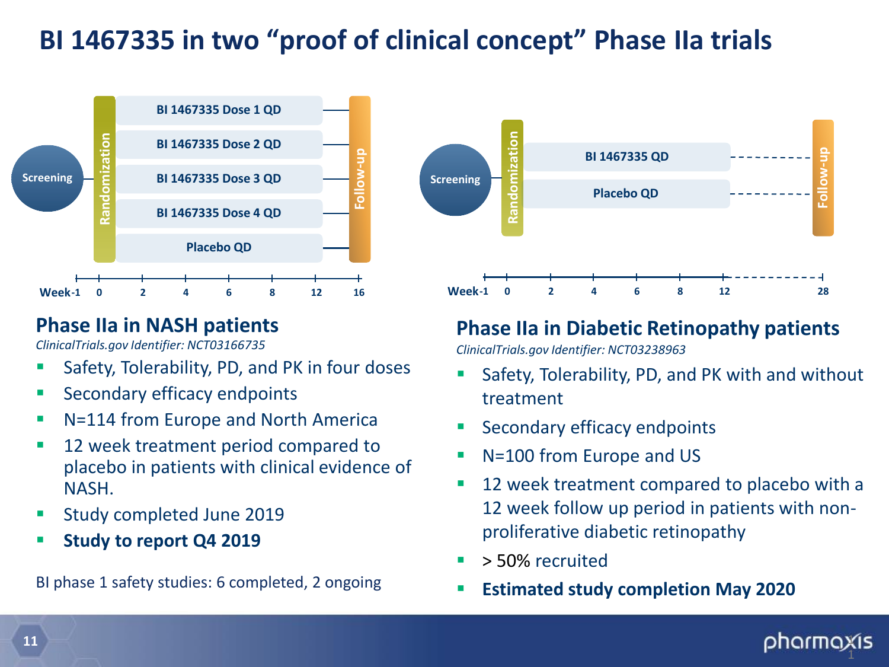# BI 1467335 in two "proof of clinical concept" Phase IIa trials

## Phase IIa in NASH patients

*ClinicalTrials.gov Identifier: NCT03166735*

- Safety, Tolerability, PD, and PK in four doses
- Secondary efficacy endpoints
- N=114 from Europe and North America
- 12 week treatment period compared to placebo in patients with clinical evidence of NASH.
- Study completed June 2019
- **Study to report Q4 2019**

BI phase 1 safety studies: 6 completed, 2 ongoing

## Phase IIa in Diabetic Retinopathy patients

*ClinicalTrials.gov Identifier: NCT03238963*

- Safety, Tolerability, PD, and PK with and without treatment
- Secondary efficacy endpoints
- N=100 from Europe and US
- 12 week treatment compared to placebo with a 12 week follow up period in patients with non-proliferative diabetic retinopathy
- > 50% recruited
- **Estimated study completion May 2020**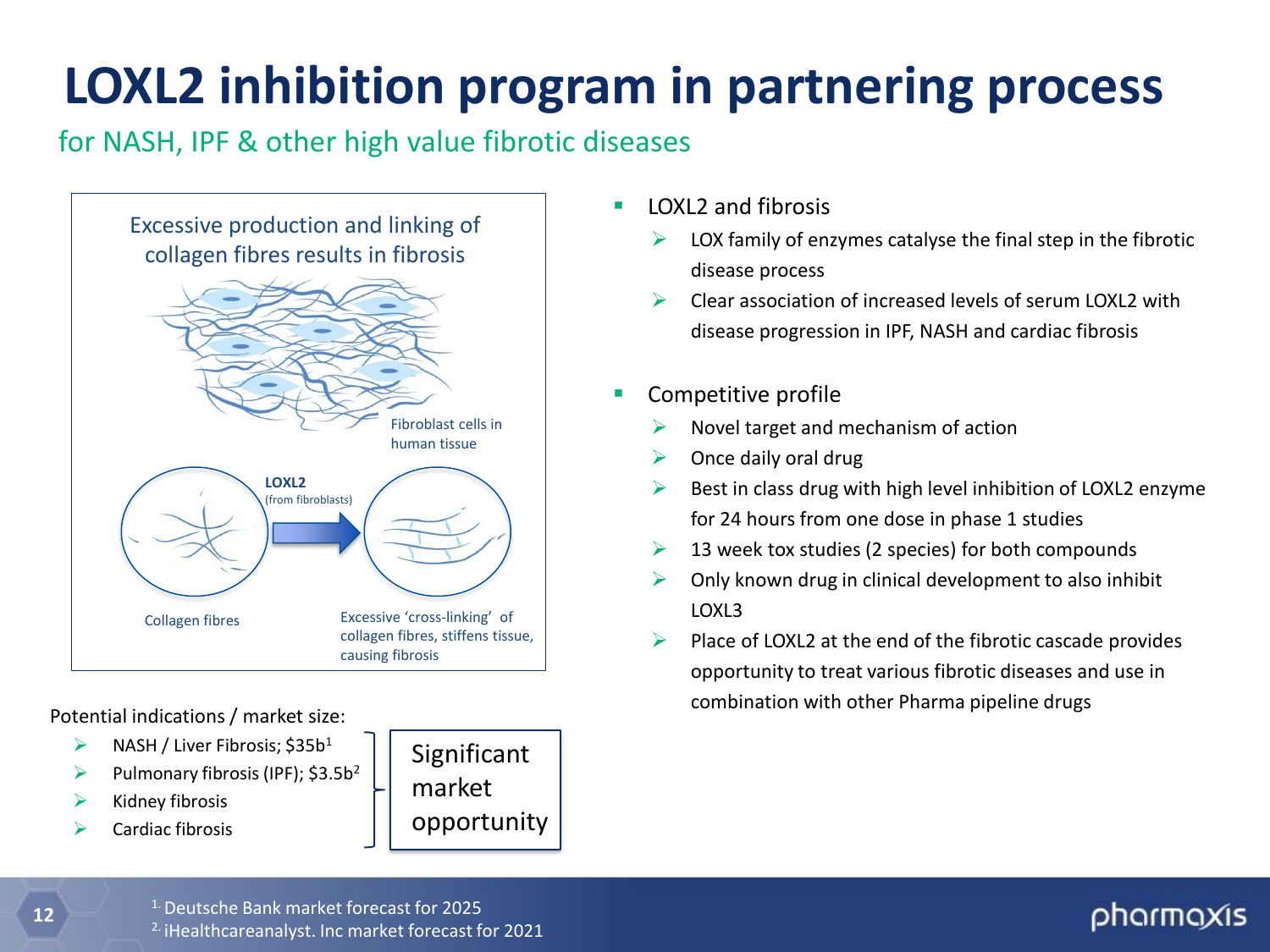# LOXL2 inhibition program in partnering process

## for NASH, IPF & other high value fibrotic diseases

Excessive production and linking of collagen fibres results in fibrosis

Fibroblast cells in human tissue

**LOXL2** (from fibroblasts)

Collagen fibres

Excessive 'cross-linking' of collagen fibres, stiffens tissue, causing fibrosis

Potential indications / market size:

- NASH / Liver Fibrosis; $35b[1]
- Pulmonary fibrosis (IPF); $3.5b[2]
- Kidney fibrosis
- Cardiac fibrosis

Significant market opportunity

- LOXL2 and fibrosis
  - LOX family of enzymes catalyse the final step in the fibrotic disease process
  - Clear association of increased levels of serum LOXL2 with disease progression in IPF, NASH and cardiac fibrosis
- Competitive profile
  - Novel target and mechanism of action
  - Once daily oral drug
  - Best in class drug with high level inhibition of LOXL2 enzyme for 24 hours from one dose in phase 1 studies
  - 13 week tox studies (2 species) for both compounds
  - Only known drug in clinical development to also inhibit LOXL3
  - Place of LOXL2 at the end of the fibrotic cascade provides opportunity to treat various fibrotic diseases and use in combination with other Pharma pipeline drugs

[1] Deutsche Bank market forecast for 2025
[2] iHealthcareanalyst. Inc market forecast for 2021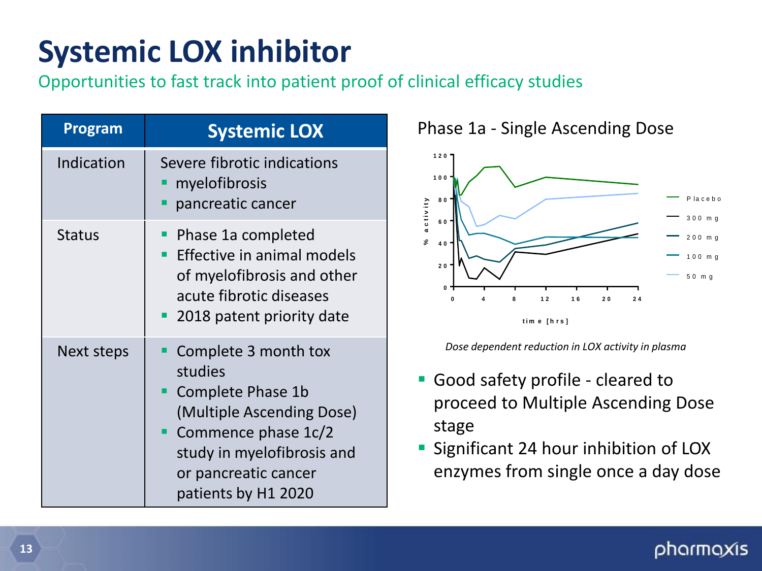# Systemic LOX inhibitor

Opportunities to fast track into patient proof of clinical efficacy studies

| Program | Systemic LOX |
|---|---|
| Indication | Severe fibrotic indications<br>▪ myelofibrosis<br>▪ pancreatic cancer |
| Status | ▪ Phase 1a completed<br>▪ Effective in animal models of myelofibrosis and other acute fibrotic diseases<br>▪ 2018 patent priority date |
| Next steps | ▪ Complete 3 month tox studies<br>▪ Complete Phase 1b (Multiple Ascending Dose)<br>▪ Commence phase 1c/2 study in myelofibrosis and or pancreatic cancer patients by H1 2020 |

Phase 1a - Single Ascending Dose

*Dose dependent reduction in LOX activity in plasma*

- Good safety profile - cleared to proceed to Multiple Ascending Dose stage
- Significant 24 hour inhibition of LOX enzymes from single once a day dose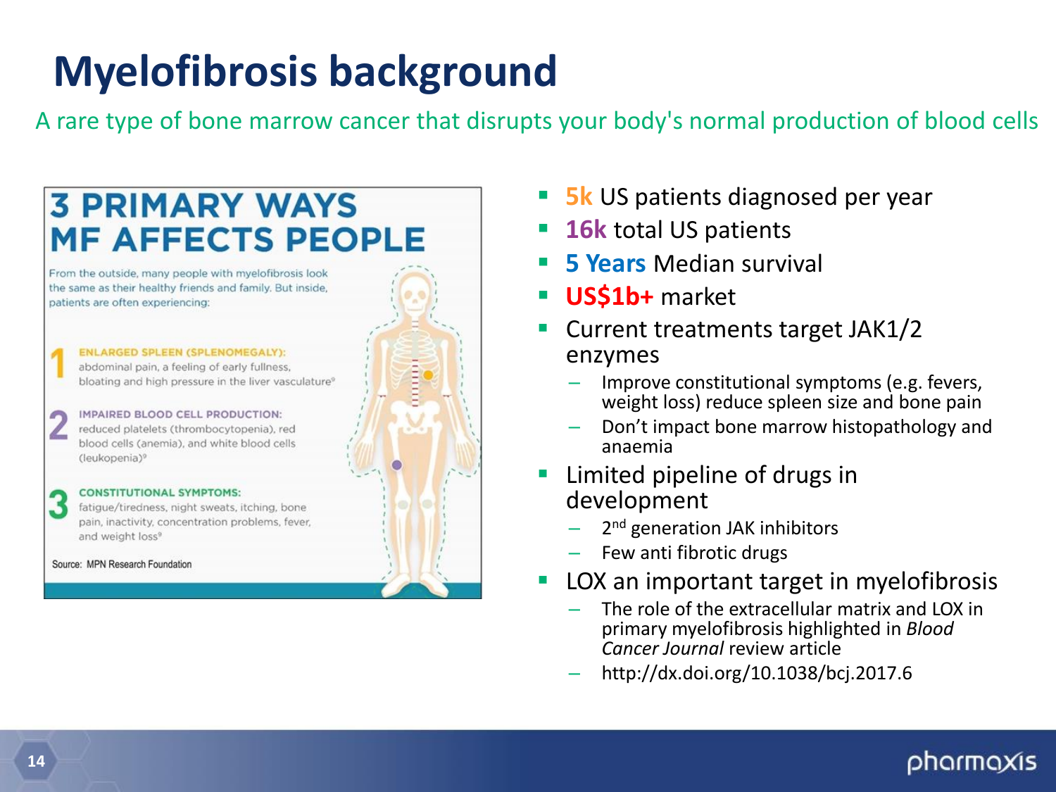# Myelofibrosis background

A rare type of bone marrow cancer that disrupts your body's normal production of blood cells

## 3 PRIMARY WAYS MF AFFECTS PEOPLE

From the outside, many people with myelofibrosis look the same as their healthy friends and family. But inside, patients are often experiencing:

1. **ENLARGED SPLEEN (SPLENOMEGALY):** abdominal pain, a feeling of early fullness, bloating and high pressure in the liver vasculature[9]
2. **IMPAIRED BLOOD CELL PRODUCTION:** reduced platelets (thrombocytopenia), red blood cells (anemia), and white blood cells (leukopenia)[9]
3. **CONSTITUTIONAL SYMPTOMS:** fatigue/tiredness, night sweats, itching, bone pain, inactivity, concentration problems, fever, and weight loss[9]

Source: MPN Research Foundation

- **5k** US patients diagnosed per year
- **16k** total US patients
- **5 Years** Median survival
- **US$1b+** market
- Current treatments target JAK1/2 enzymes
  - Improve constitutional symptoms (e.g. fevers, weight loss) reduce spleen size and bone pain
  - Don't impact bone marrow histopathology and anaemia
- Limited pipeline of drugs in development
  - $2^{nd}$ generation JAK inhibitors
  - Few anti fibrotic drugs
- LOX an important target in myelofibrosis
  - The role of the extracellular matrix and LOX in primary myelofibrosis highlighted in *Blood Cancer Journal* review article
  - http://dx.doi.org/10.1038/bcj.2017.6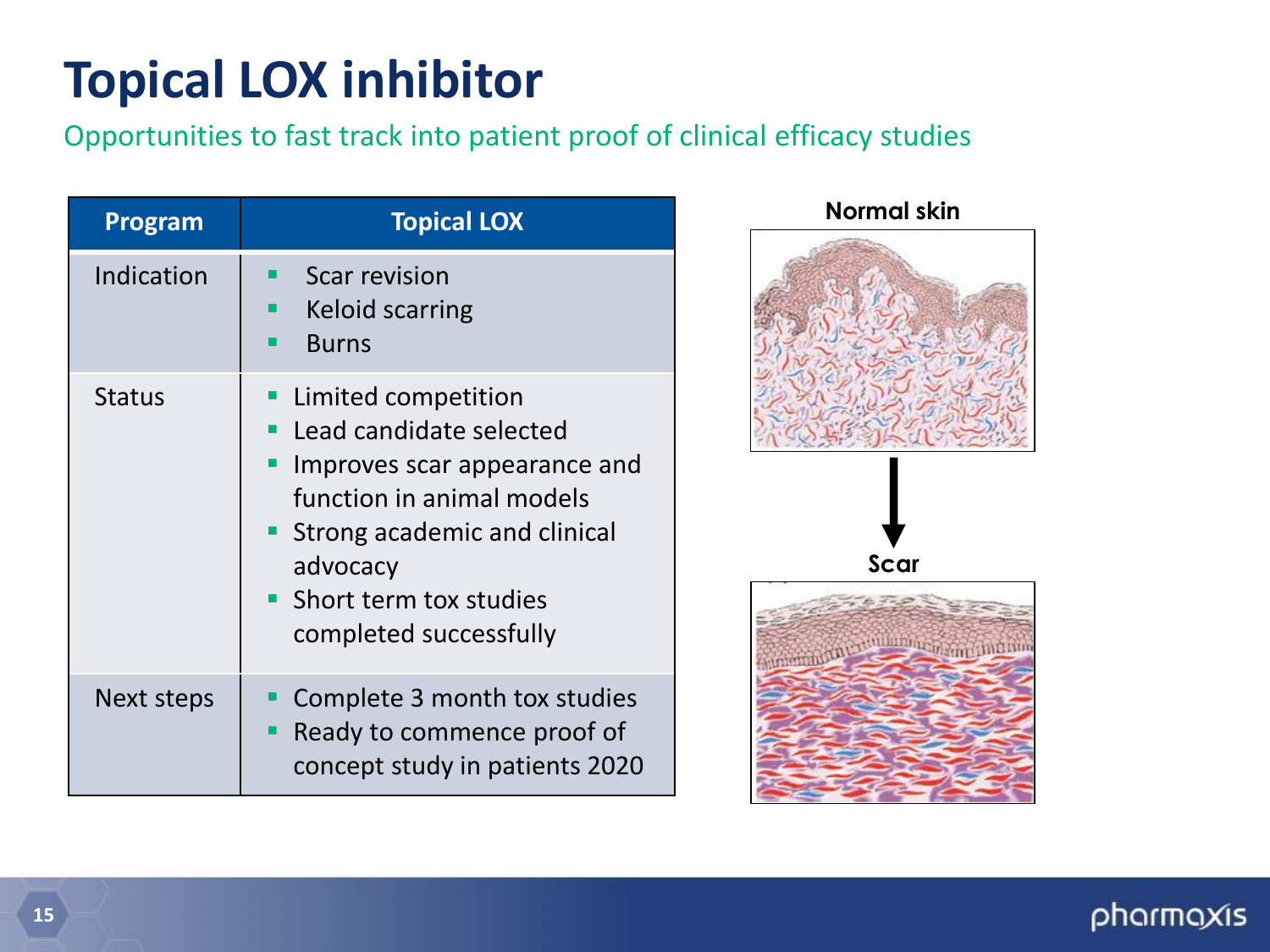# Topical LOX inhibitor

Opportunities to fast track into patient proof of clinical efficacy studies

| Program | Topical LOX |
| --- | --- |
| Indication | ▪ Scar revision<br>▪ Keloid scarring<br>▪ Burns |
| Status | ▪ Limited competition<br>▪ Lead candidate selected<br>▪ Improves scar appearance and function in animal models<br>▪ Strong academic and clinical advocacy<br>▪ Short term tox studies completed successfully |
| Next steps | ▪ Complete 3 month tox studies<br>▪ Ready to commence proof of concept study in patients 2020 |

Normal skin

Scar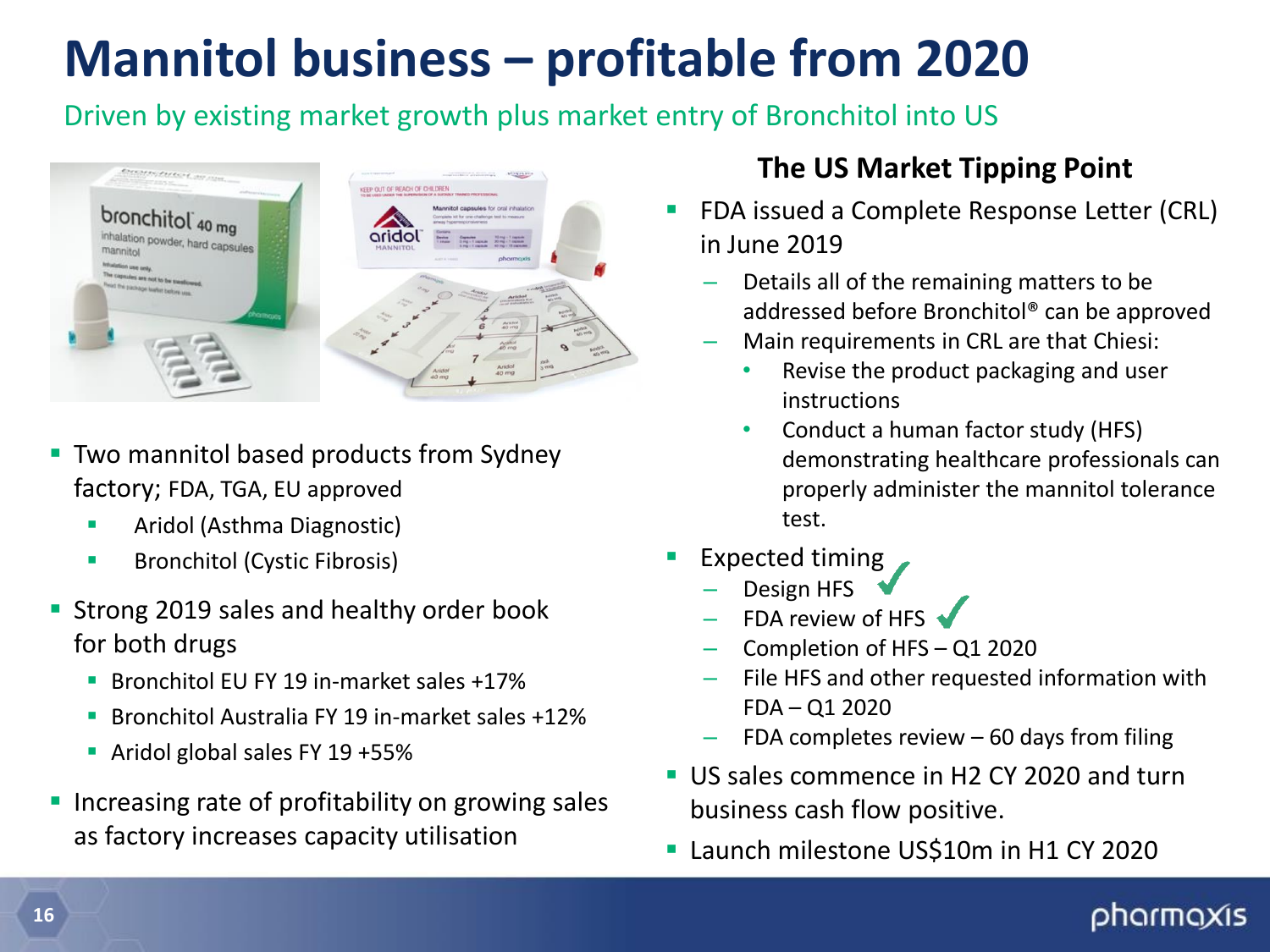# Mannitol business – profitable from 2020

Driven by existing market growth plus market entry of Bronchitol into US

- Two mannitol based products from Sydney factory; FDA, TGA, EU approved
  - Aridol (Asthma Diagnostic)
  - Bronchitol (Cystic Fibrosis)
- Strong 2019 sales and healthy order book for both drugs
  - Bronchitol EU FY 19 in-market sales +17%
  - Bronchitol Australia FY 19 in-market sales +12%
  - Aridol global sales FY 19 +55%
- Increasing rate of profitability on growing sales as factory increases capacity utilisation

## The US Market Tipping Point

- FDA issued a Complete Response Letter (CRL) in June 2019
  - Details all of the remaining matters to be addressed before Bronchitol® can be approved
  - Main requirements in CRL are that Chiesi:
    - Revise the product packaging and user instructions
    - Conduct a human factor study (HFS) demonstrating healthcare professionals can properly administer the mannitol tolerance test.
- Expected timing
  - Design HFS ✓
  - FDA review of HFS ✓
  - Completion of HFS – Q1 2020
  - File HFS and other requested information with FDA – Q1 2020
  - FDA completes review – 60 days from filing
- US sales commence in H2 CY 2020 and turn business cash flow positive.
- Launch milestone US$10m in H1 CY 2020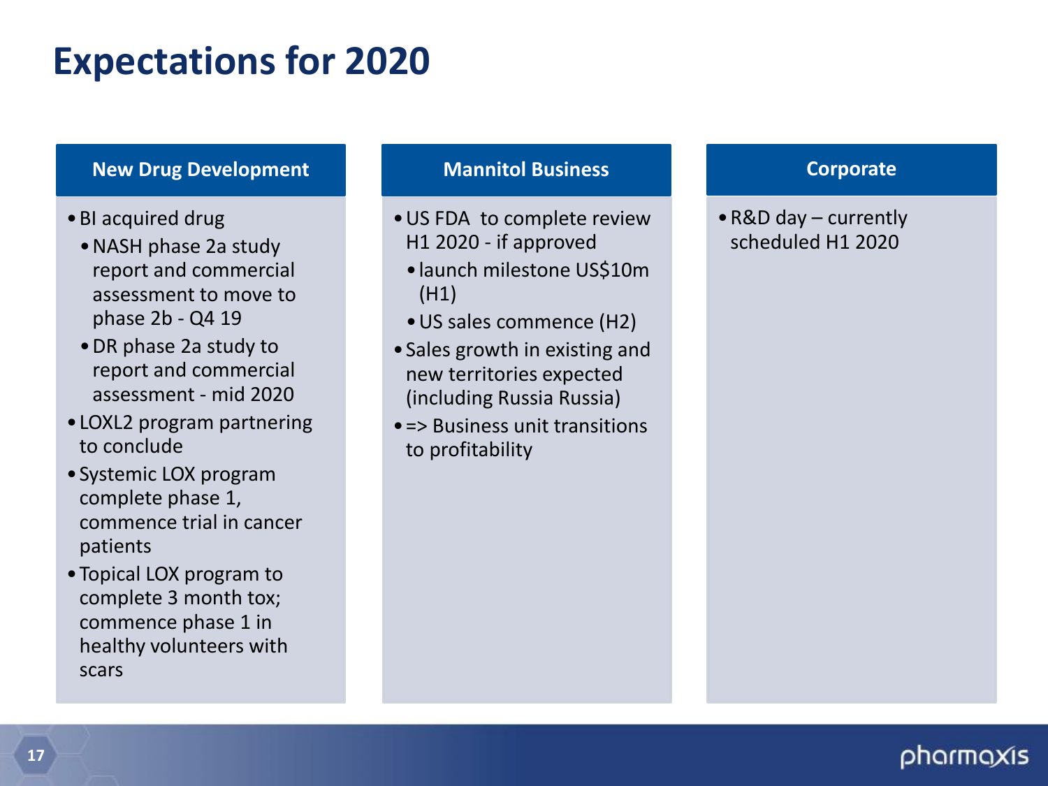# Expectations for 2020

## New Drug Development

- BI acquired drug
  - NASH phase 2a study report and commercial assessment to move to phase 2b - Q4 19
  - DR phase 2a study to report and commercial assessment - mid 2020
- LOXL2 program partnering to conclude
- Systemic LOX program complete phase 1, commence trial in cancer patients
- Topical LOX program to complete 3 month tox; commence phase 1 in healthy volunteers with scars

## Mannitol Business

- US FDA to complete review H1 2020 - if approved
  - launch milestone US$10m (H1)
  - US sales commence (H2)
- Sales growth in existing and new territories expected (including Russia Russia)
- => Business unit transitions to profitability

## Corporate

- R&D day – currently scheduled H1 2020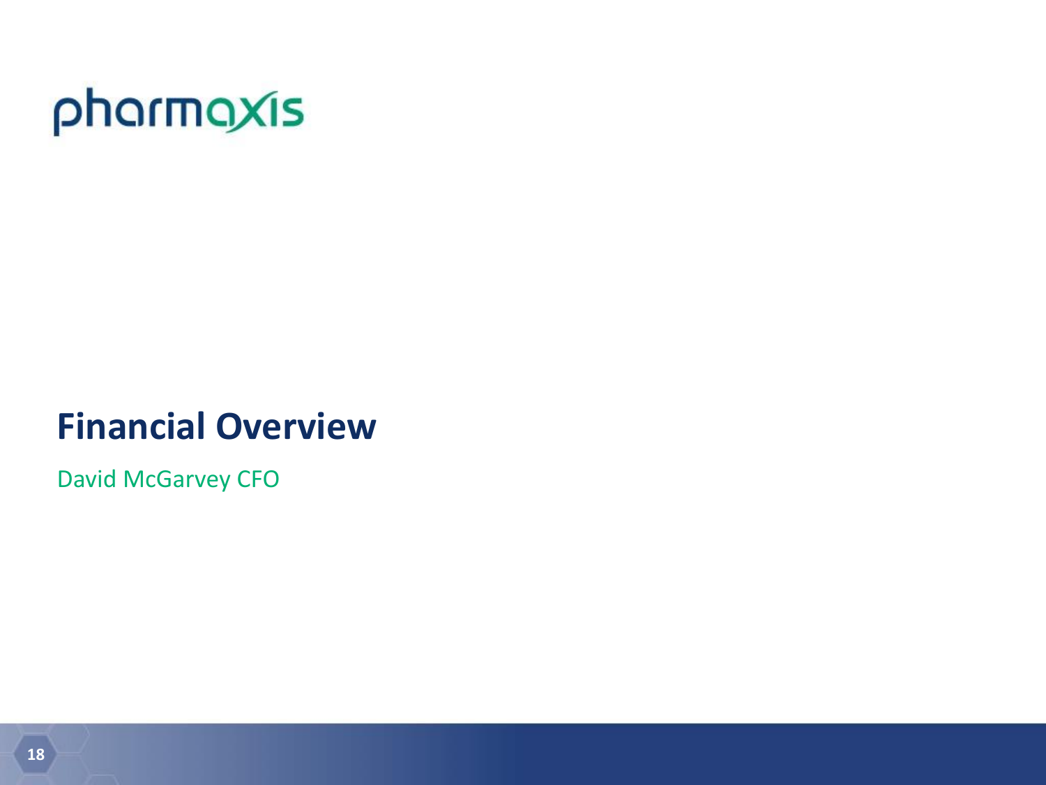pharmaxis

# Financial Overview

David McGarvey CFO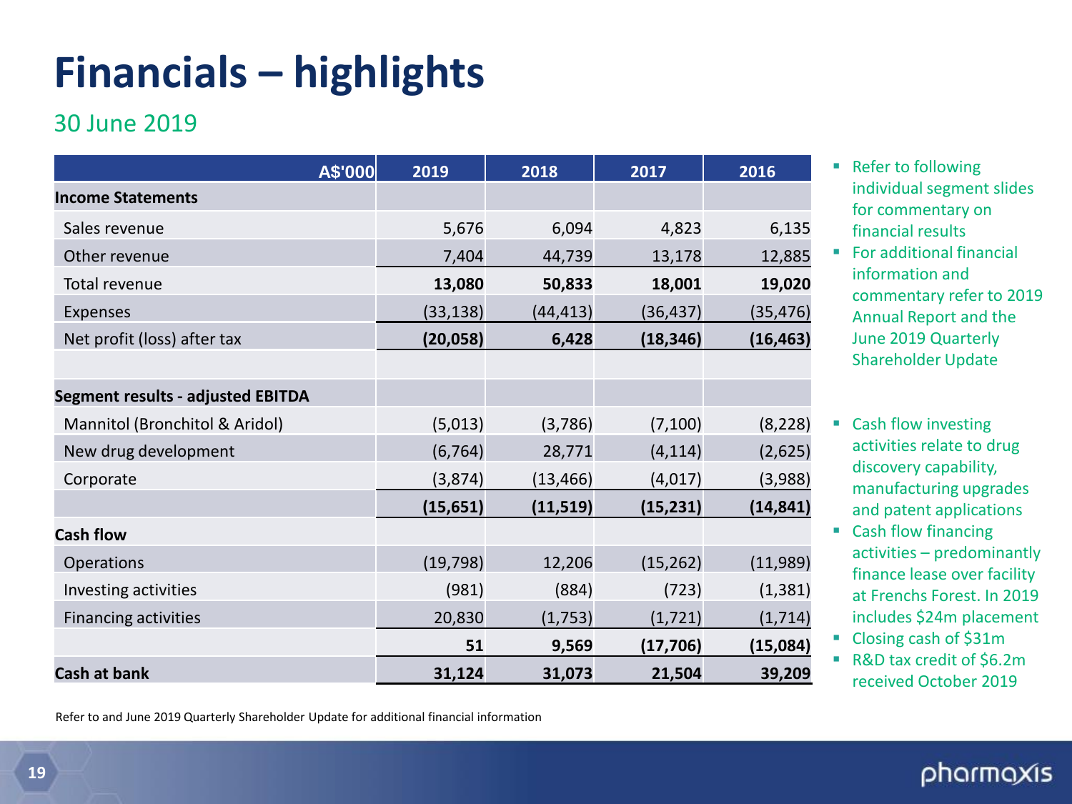# Financials – highlights

## 30 June 2019

| A$'000 | 2019 | 2018 | 2017 | 2016 |
|---|---|---|---|---|
| **Income Statements** | | | | |
| Sales revenue | 5,676 | 6,094 | 4,823 | 6,135 |
| Other revenue | 7,404 | 44,739 | 13,178 | 12,885 |
| Total revenue | **13,080** | **50,833** | **18,001** | **19,020** |
| Expenses | (33,138) | (44,413) | (36,437) | (35,476) |
| Net profit (loss) after tax | **(20,058)** | **6,428** | **(18,346)** | **(16,463)** |
| | | | | |
| **Segment results - adjusted EBITDA** | | | | |
| Mannitol (Bronchitol & Aridol) | (5,013) | (3,786) | (7,100) | (8,228) |
| New drug development | (6,764) | 28,771 | (4,114) | (2,625) |
| Corporate | (3,874) | (13,466) | (4,017) | (3,988) |
| | **(15,651)** | **(11,519)** | **(15,231)** | **(14,841)** |
| **Cash flow** | | | | |
| Operations | (19,798) | 12,206 | (15,262) | (11,989) |
| Investing activities | (981) | (884) | (723) | (1,381) |
| Financing activities | 20,830 | (1,753) | (1,721) | (1,714) |
| | **51** | **9,569** | **(17,706)** | **(15,084)** |
| **Cash at bank** | **31,124** | **31,073** | **21,504** | **39,209** |

- Refer to following individual segment slides for commentary on financial results
- For additional financial information and commentary refer to 2019 Annual Report and the June 2019 Quarterly Shareholder Update

- Cash flow investing activities relate to drug discovery capability, manufacturing upgrades and patent applications
- Cash flow financing activities – predominantly finance lease over facility at Frenchs Forest. In 2019 includes $24m placement
- Closing cash of $31m
- R&D tax credit of $6.2m received October 2019

Refer to and June 2019 Quarterly Shareholder Update for additional financial information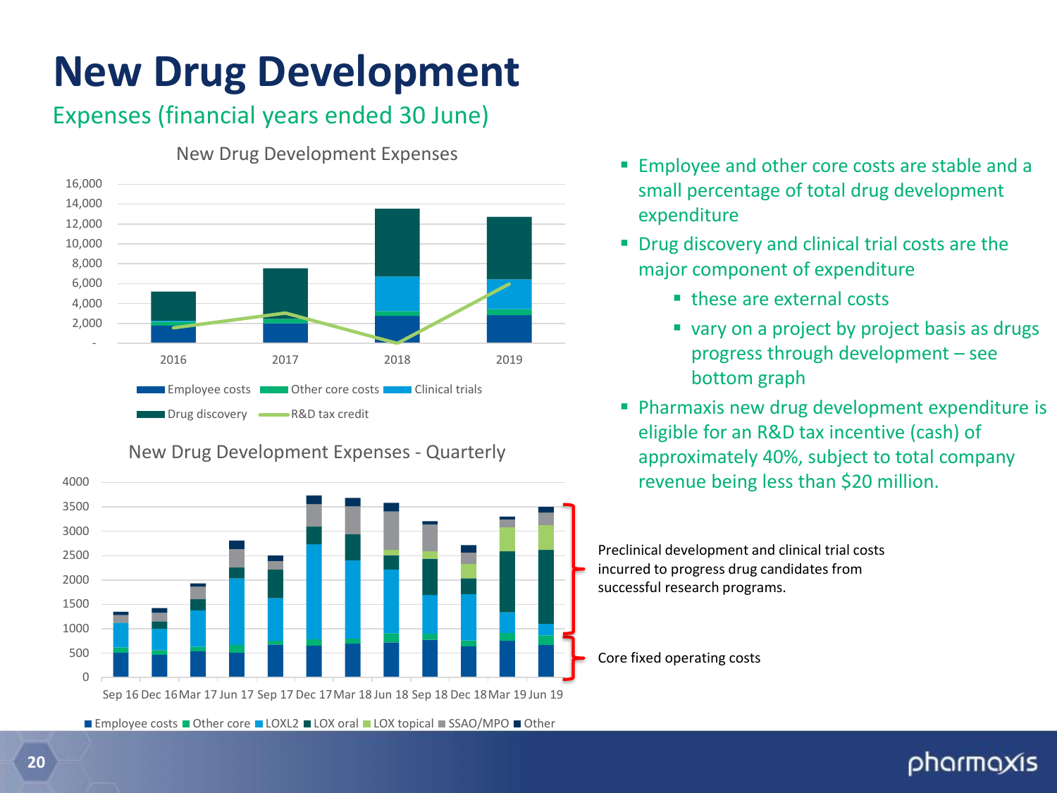# New Drug Development

## Expenses (financial years ended 30 June)

New Drug Development Expenses

16,000
14,000
12,000
10,000
8,000
6,000
4,000
2,000
-

2016 2017 2018 2019

Employee costs, Other core costs, Clinical trials, Drug discovery, R&D tax credit

New Drug Development Expenses - Quarterly

4000
3500
3000
2500
2000
1500
1000
500
0

Sep 16 Dec 16 Mar 17 Jun 17 Sep 17 Dec 17 Mar 18 Jun 18 Sep 18 Dec 18 Mar 19 Jun 19

Employee costs, Other core, LOXL2, LOX oral, LOX topical, SSAO/MPO, Other

Preclinical development and clinical trial costs incurred to progress drug candidates from successful research programs.

Core fixed operating costs

- Employee and other core costs are stable and a small percentage of total drug development expenditure
- Drug discovery and clinical trial costs are the major component of expenditure
  - these are external costs
  - vary on a project by project basis as drugs progress through development – see bottom graph
- Pharmaxis new drug development expenditure is eligible for an R&D tax incentive (cash) of approximately 40%, subject to total company revenue being less than $20 million.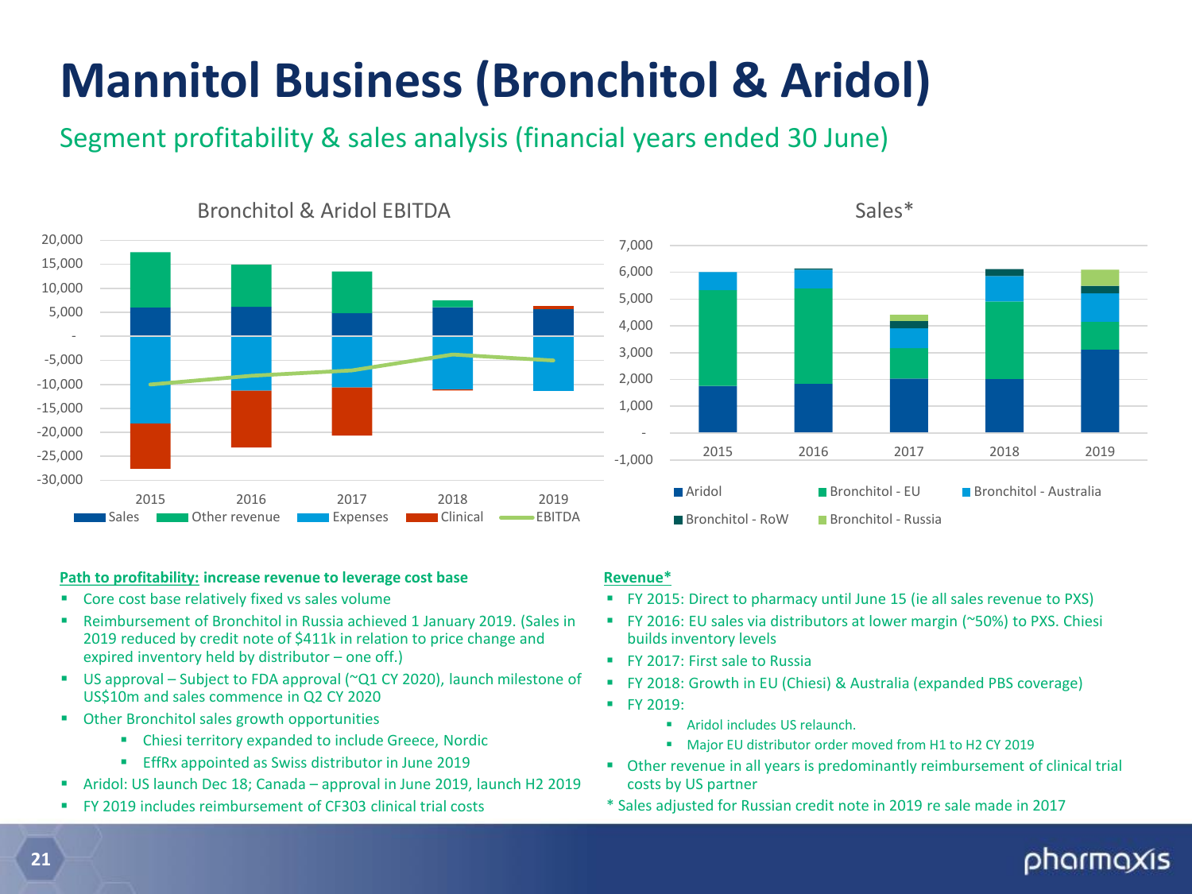# Mannitol Business (Bronchitol & Aridol)

## Segment profitability & sales analysis (financial years ended 30 June)

Bronchitol & Aridol EBITDA

Sales*

**Path to profitability: increase revenue to leverage cost base**

- Core cost base relatively fixed vs sales volume
- Reimbursement of Bronchitol in Russia achieved 1 January 2019. (Sales in 2019 reduced by credit note of $411k in relation to price change and expired inventory held by distributor – one off.)
- US approval – Subject to FDA approval (~Q1 CY 2020), launch milestone of US$10m and sales commence in Q2 CY 2020
- Other Bronchitol sales growth opportunities
  - Chiesi territory expanded to include Greece, Nordic
  - EffRx appointed as Swiss distributor in June 2019
- Aridol: US launch Dec 18; Canada – approval in June 2019, launch H2 2019
- FY 2019 includes reimbursement of CF303 clinical trial costs

**Revenue***

- FY 2015: Direct to pharmacy until June 15 (ie all sales revenue to PXS)
- FY 2016: EU sales via distributors at lower margin (~50%) to PXS. Chiesi builds inventory levels
- FY 2017: First sale to Russia
- FY 2018: Growth in EU (Chiesi) & Australia (expanded PBS coverage)
- FY 2019:
  - Aridol includes US relaunch.
  - Major EU distributor order moved from H1 to H2 CY 2019
- Other revenue in all years is predominantly reimbursement of clinical trial costs by US partner

\* Sales adjusted for Russian credit note in 2019 re sale made in 2017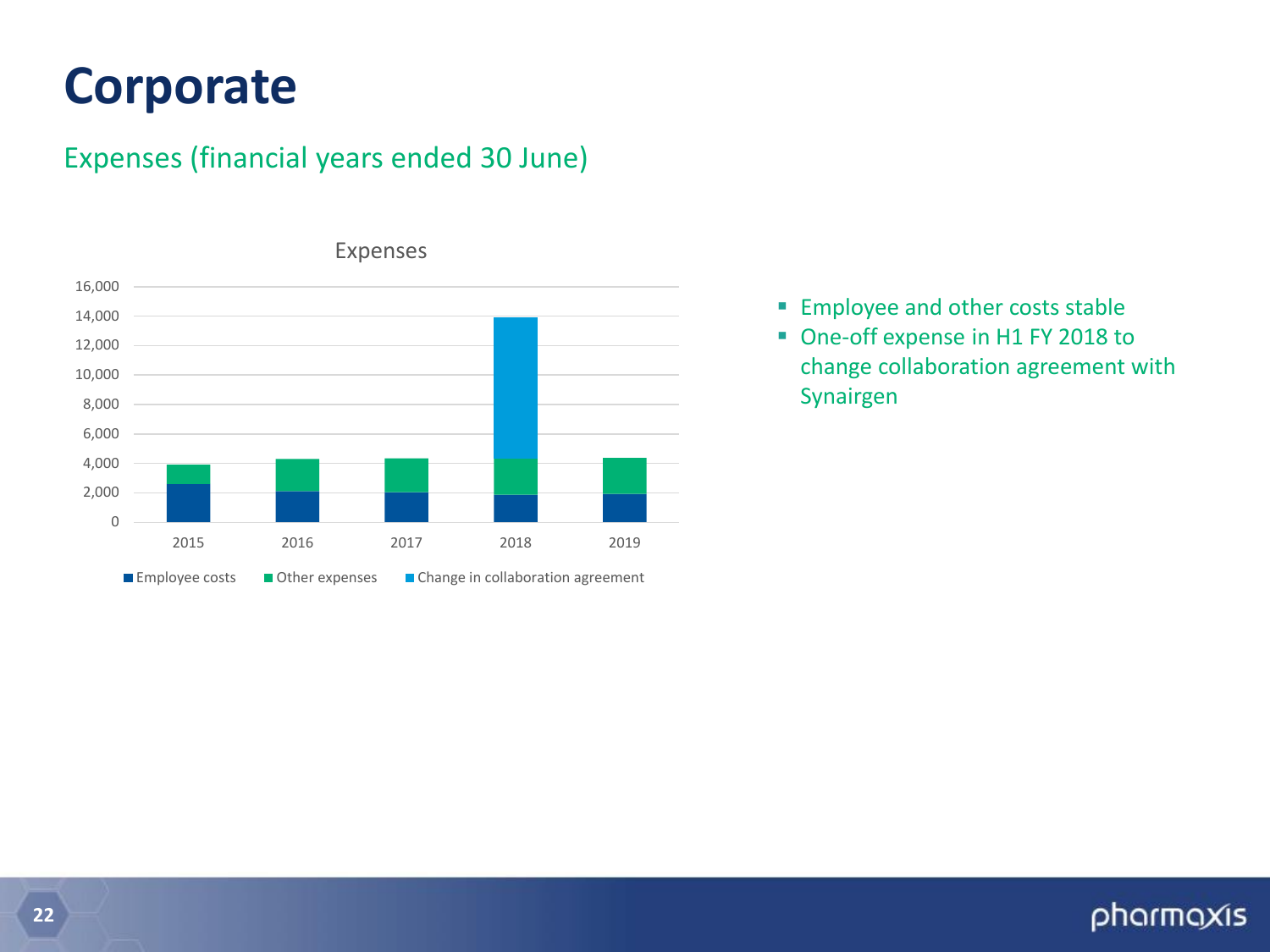# Corporate

## Expenses (financial years ended 30 June)

Expenses

16,000
14,000
12,000
10,000
8,000
6,000
4,000
2,000
0

2015 2016 2017 2018 2019

Employee costs   Other expenses   Change in collaboration agreement

- Employee and other costs stable
- One-off expense in H1 FY 2018 to change collaboration agreement with Synairgen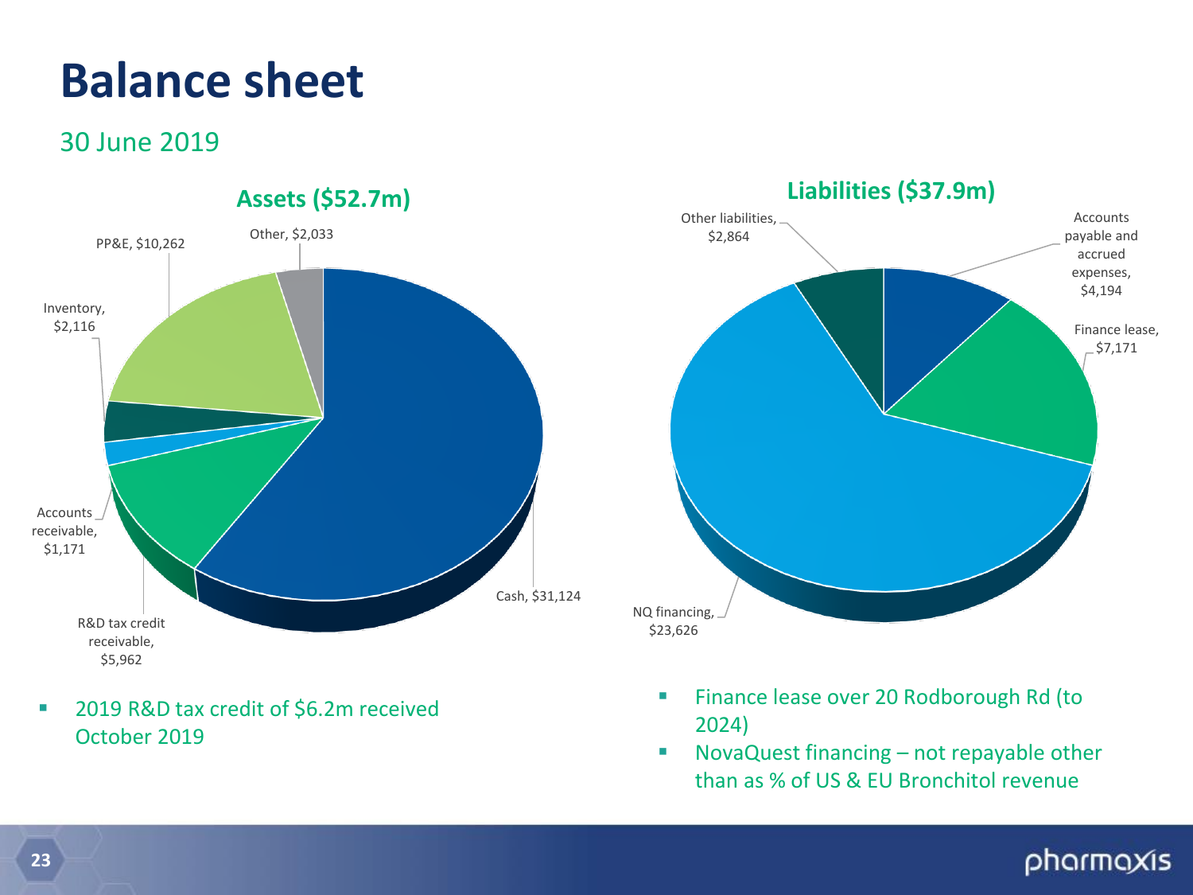# Balance sheet

## 30 June 2019

### Assets ($52.7m)

- Cash, $31,124
- PP&E, $10,262
- R&D tax credit receivable, $5,962
- Inventory, $2,116
- Other, $2,033
- Accounts receivable, $1,171

### Liabilities ($37.9m)

- NQ financing, $23,626
- Finance lease, $7,171
- Accounts payable and accrued expenses, $4,194
- Other liabilities, $2,864

---

- 2019 R&D tax credit of $6.2m received October 2019

- Finance lease over 20 Rodborough Rd (to 2024)
- NovaQuest financing – not repayable other than as % of US & EU Bronchitol revenue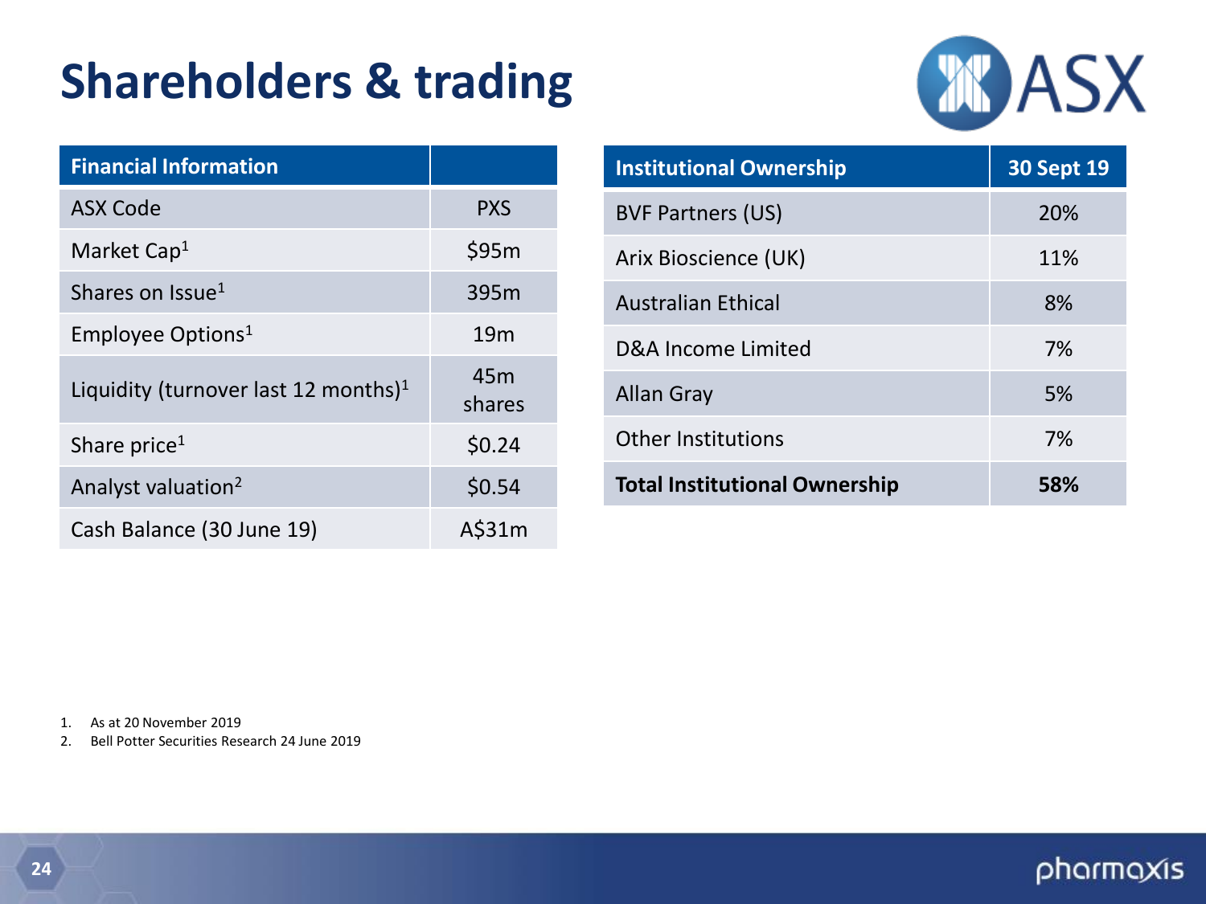# Shareholders & trading

| Financial Information | |
|---|---|
| ASX Code | PXS |
| Market Cap[1] | \$95m |
| Shares on Issue[1] | 395m |
| Employee Options[1] | 19m |
| Liquidity (turnover last 12 months)[1] | 45m shares |
| Share price[1] | \$0.24 |
| Analyst valuation[2] | \$0.54 |
| Cash Balance (30 June 19) | A\$31m |

| Institutional Ownership | 30 Sept 19 |
|---|---|
| BVF Partners (US) | 20% |
| Arix Bioscience (UK) | 11% |
| Australian Ethical | 8% |
| D&A Income Limited | 7% |
| Allan Gray | 5% |
| Other Institutions | 7% |
| **Total Institutional Ownership** | **58%** |

1. As at 20 November 2019
2. Bell Potter Securities Research 24 June 2019